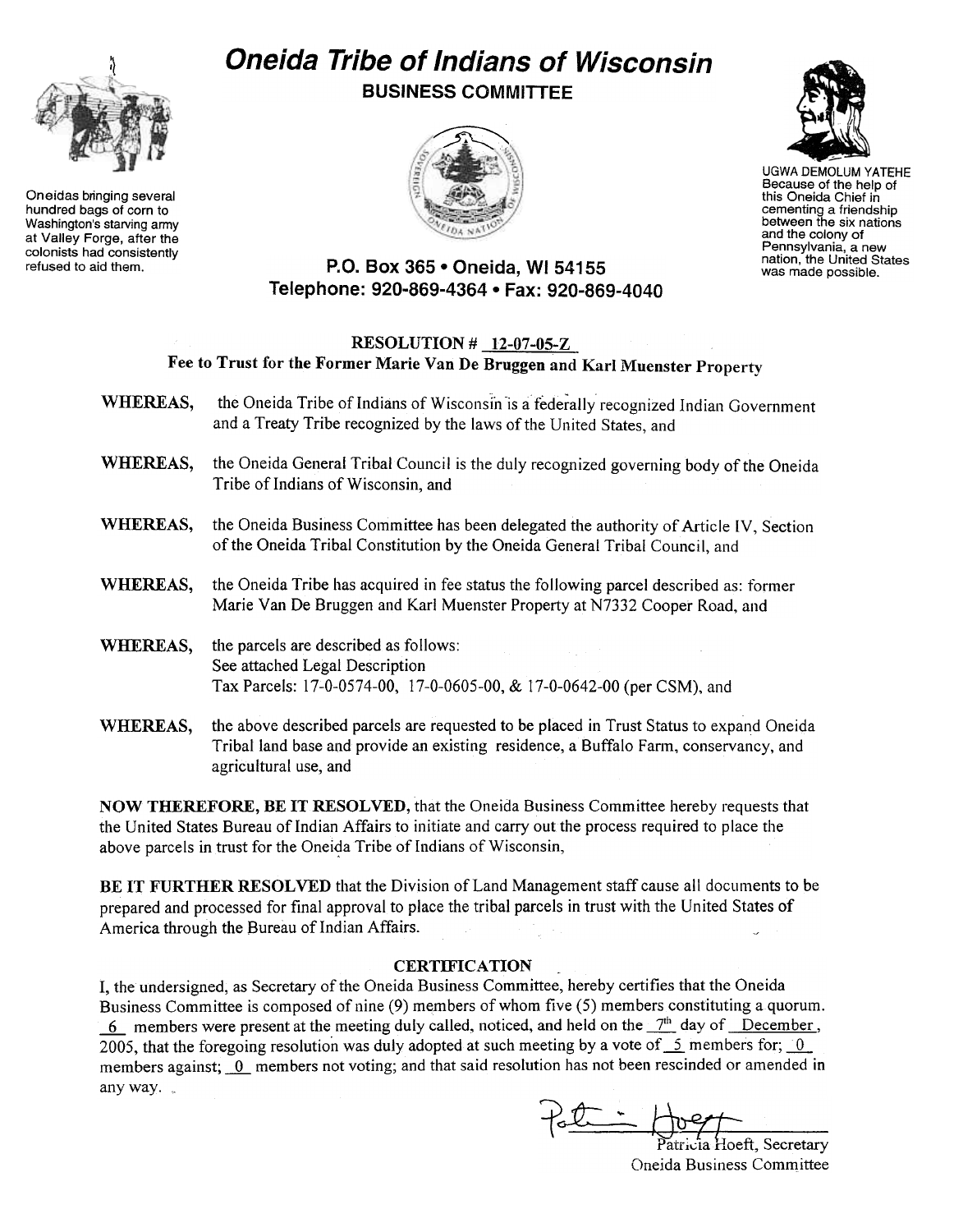# Oneida Tribe of Indians of Wisconsin

## BUSINESS COMMITTEE

Oneidas bringing several hundred bags of corn to Washington's starving army at Valley Forge, after the colonists had consistently refused to aid them.

UGWA DEMOLUM YATEHE Because of the help of this Oneida Chief in cementing a friendship between the six nations and the colony of Pennsylvania, a new nation, the United States was made possible.

**P.O. Box 365 • Oneida, WI 54155**
**Telephone: 920-869-4364 • Fax: 920-869-4040**

### RESOLUTION # 12-07-05-Z

### Fee to Trust for the Former Marie Van De Bruggen and Karl Muenster Property

**WHEREAS,** the Oneida Tribe of Indians of Wisconsin is a federally recognized Indian Government and a Treaty Tribe recognized by the laws of the United States, and

**WHEREAS,** the Oneida General Tribal Council is the duly recognized governing body of the Oneida Tribe of Indians of Wisconsin, and

**WHEREAS,** the Oneida Business Committee has been delegated the authority of Article IV, Section of the Oneida Tribal Constitution by the Oneida General Tribal Council, and

**WHEREAS,** the Oneida Tribe has acquired in fee status the following parcel described as: former Marie Van De Bruggen and Karl Muenster Property at N7332 Cooper Road, and

**WHEREAS,** the parcels are described as follows:
See attached Legal Description
Tax Parcels: 17-0-0574-00, 17-0-0605-00, & 17-0-0642-00 (per CSM), and

**WHEREAS,** the above described parcels are requested to be placed in Trust Status to expand Oneida Tribal land base and provide an existing residence, a Buffalo Farm, conservancy, and agricultural use, and

**NOW THEREFORE, BE IT RESOLVED,** that the Oneida Business Committee hereby requests that the United States Bureau of Indian Affairs to initiate and carry out the process required to place the above parcels in trust for the Oneida Tribe of Indians of Wisconsin,

**BE IT FURTHER RESOLVED** that the Division of Land Management staff cause all documents to be prepared and processed for final approval to place the tribal parcels in trust with the United States of America through the Bureau of Indian Affairs.

### CERTIFICATION

I, the undersigned, as Secretary of the Oneida Business Committee, hereby certifies that the Oneida Business Committee is composed of nine (9) members of whom five (5) members constituting a quorum. 6 members were present at the meeting duly called, noticed, and held on the 7th day of December, 2005, that the foregoing resolution was duly adopted at such meeting by a vote of 5 members for; 0 members against; 0 members not voting; and that said resolution has not been rescinded or amended in any way.

Patricia Hoeft, Secretary
Oneida Business Committee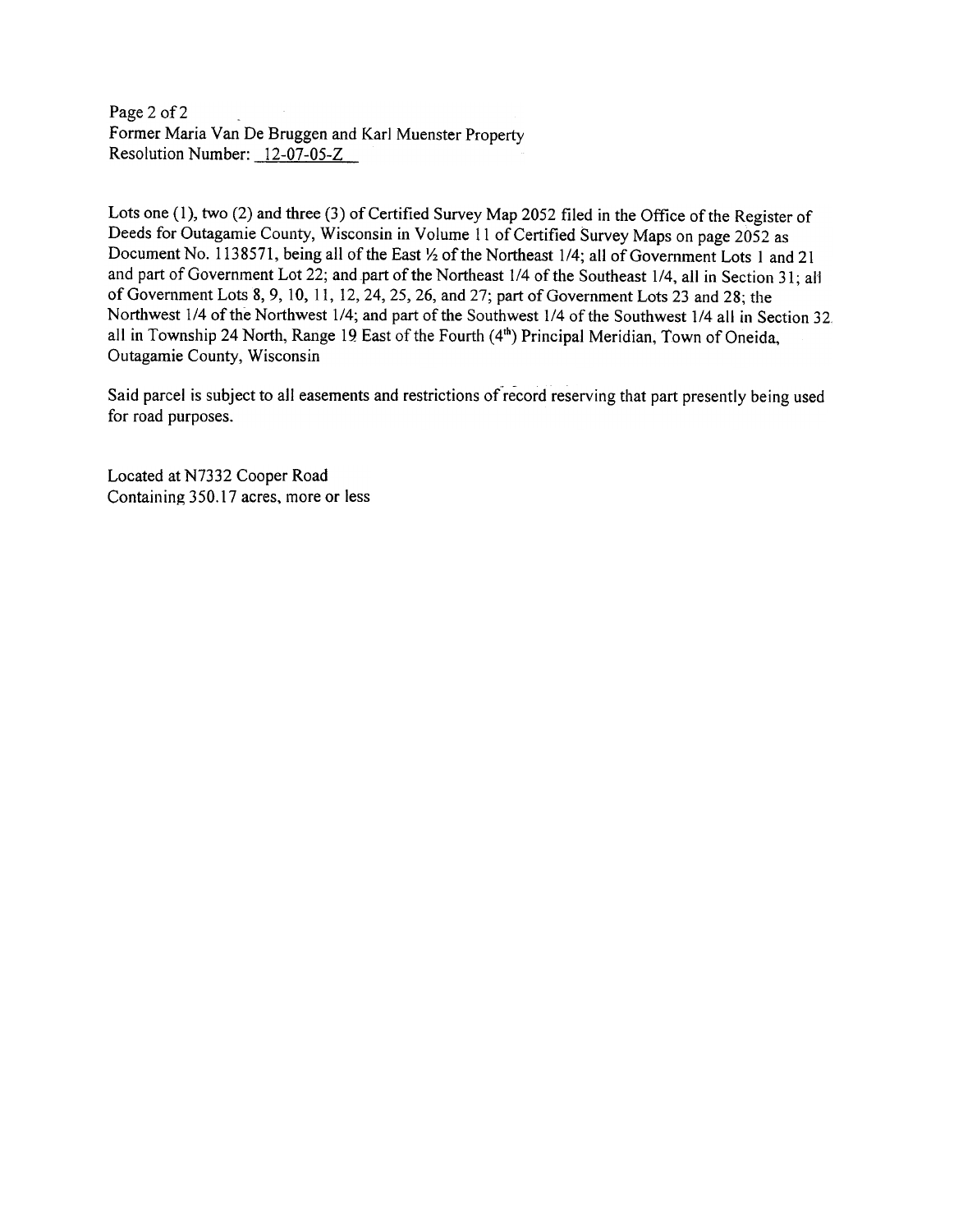Former Maria Van De Bruggen and Karl Muenster Property
Resolution Number: 12-07-05-Z

Lots one (1), two (2) and three (3) of Certified Survey Map 2052 filed in the Office of the Register of Deeds for Outagamie County, Wisconsin in Volume 11 of Certified Survey Maps on page 2052 as Document No. 1138571, being all of the East ½ of the Northeast 1/4; all of Government Lots 1 and 21 and part of Government Lot 22; and part of the Northeast 1/4 of the Southeast 1/4, all in Section 31; all of Government Lots 8, 9, 10, 11, 12, 24, 25, 26, and 27; part of Government Lots 23 and 28; the Northwest 1/4 of the Northwest 1/4; and part of the Southwest 1/4 of the Southwest 1/4 all in Section 32 all in Township 24 North, Range 19 East of the Fourth (4th) Principal Meridian, Town of Oneida, Outagamie County, Wisconsin

Said parcel is subject to all easements and restrictions of record reserving that part presently being used for road purposes.

Located at N7332 Cooper Road
Containing 350.17 acres, more or less